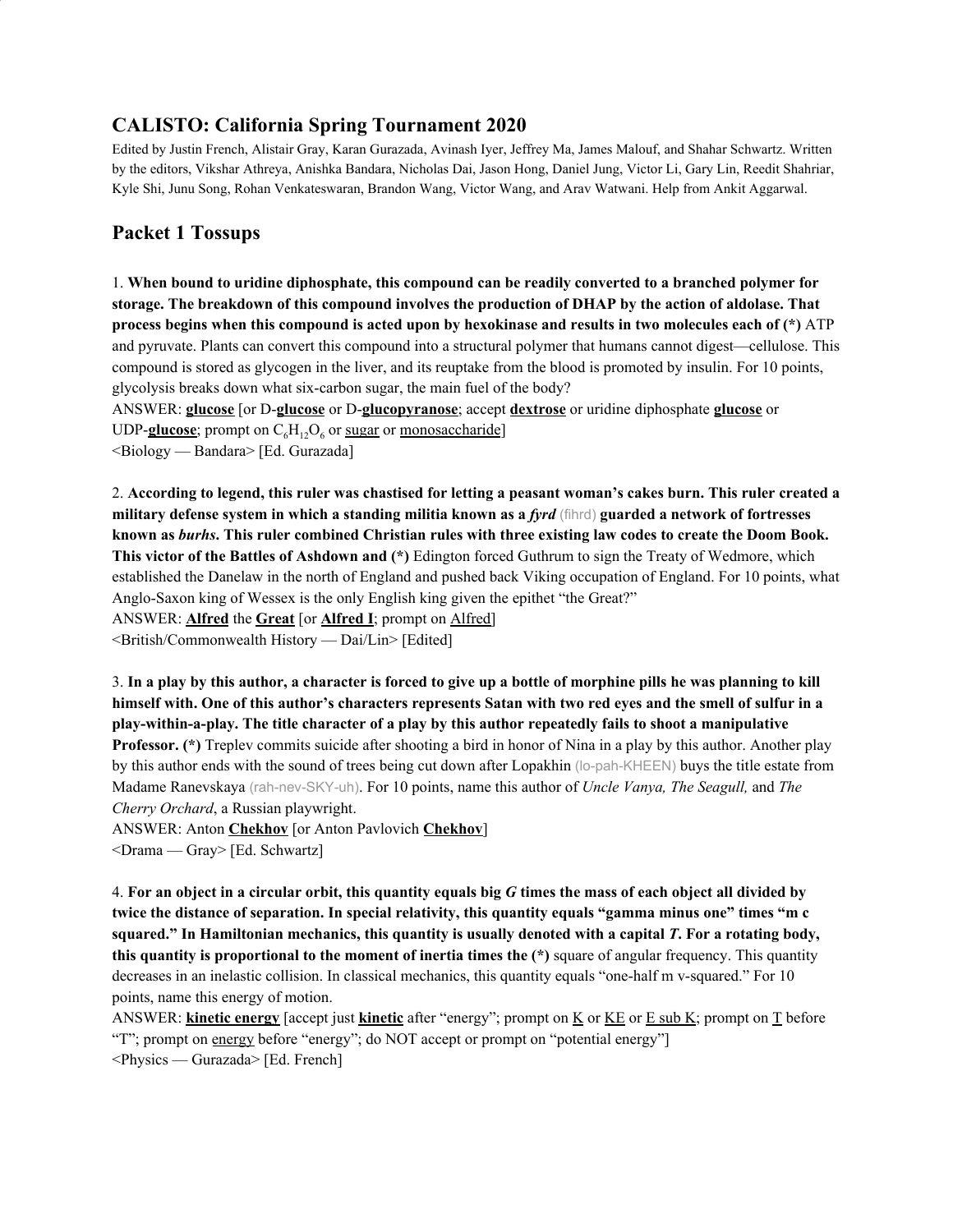## CALISTO: California Spring Tournament 2020

Edited by Justin French, Alistair Gray, Karan Gurazada, Avinash Iyer, Jeffrey Ma, James Malouf, and Shahar Schwartz. Written by the editors, Vikshar Athreya, Anishka Bandara, Nicholas Dai, Jason Hong, Daniel Jung, Victor Li, Gary Lin, Reedit Shahriar, Kyle Shi, Junu Song, Rohan Venkateswaran, Brandon Wang, Victor Wang, and Arav Watwani. Help from Ankit Aggarwal.

## Packet 1 Tossups

1. **When bound to uridine diphosphate, this compound can be readily converted to a branched polymer for storage. The breakdown of this compound involves the production of DHAP by the action of aldolase. That process begins when this compound is acted upon by hexokinase and results in two molecules each of (\*)** ATP and pyruvate. Plants can convert this compound into a structural polymer that humans cannot digest—cellulose. This compound is stored as glycogen in the liver, and its reuptake from the blood is promoted by insulin. For 10 points, glycolysis breaks down what six-carbon sugar, the main fuel of the body?
ANSWER: **glucose** [or D-**glucose** or D-**glucopyranose**; accept **dextrose** or uridine diphosphate **glucose** or UDP-**glucose**; prompt on $C_6H_{12}O_6$ or sugar or monosaccharide]
<Biology — Bandara> [Ed. Gurazada]

2. **According to legend, this ruler was chastised for letting a peasant woman's cakes burn. This ruler created a military defense system in which a standing militia known as a *fyrd*** (fihrd) **guarded a network of fortresses known as *burhs*. This ruler combined Christian rules with three existing law codes to create the Doom Book. This victor of the Battles of Ashdown and (\*)** Edington forced Guthrum to sign the Treaty of Wedmore, which established the Danelaw in the north of England and pushed back Viking occupation of England. For 10 points, what Anglo-Saxon king of Wessex is the only English king given the epithet "the Great?"
ANSWER: **Alfred** the **Great** [or **Alfred I**; prompt on Alfred]
<British/Commonwealth History — Dai/Lin> [Edited]

3. **In a play by this author, a character is forced to give up a bottle of morphine pills he was planning to kill himself with. One of this author's characters represents Satan with two red eyes and the smell of sulfur in a play-within-a-play. The title character of a play by this author repeatedly fails to shoot a manipulative Professor. (\*)** Treplev commits suicide after shooting a bird in honor of Nina in a play by this author. Another play by this author ends with the sound of trees being cut down after Lopakhin (lo-pah-KHEEN) buys the title estate from Madame Ranevskaya (rah-nev-SKY-uh). For 10 points, name this author of *Uncle Vanya, The Seagull,* and *The Cherry Orchard*, a Russian playwright.
ANSWER: Anton **Chekhov** [or Anton Pavlovich **Chekhov**]
<Drama — Gray> [Ed. Schwartz]

4. **For an object in a circular orbit, this quantity equals big *G* times the mass of each object all divided by twice the distance of separation. In special relativity, this quantity equals "gamma minus one" times "m c squared." In Hamiltonian mechanics, this quantity is usually denoted with a capital *T*. For a rotating body, this quantity is proportional to the moment of inertia times the (\*)** square of angular frequency. This quantity decreases in an inelastic collision. In classical mechanics, this quantity equals "one-half m v-squared." For 10 points, name this energy of motion.
ANSWER: **kinetic energy** [accept just **kinetic** after "energy"; prompt on K or KE or E sub K; prompt on T before "T"; prompt on energy before "energy"; do NOT accept or prompt on "potential energy"]
<Physics — Gurazada> [Ed. French]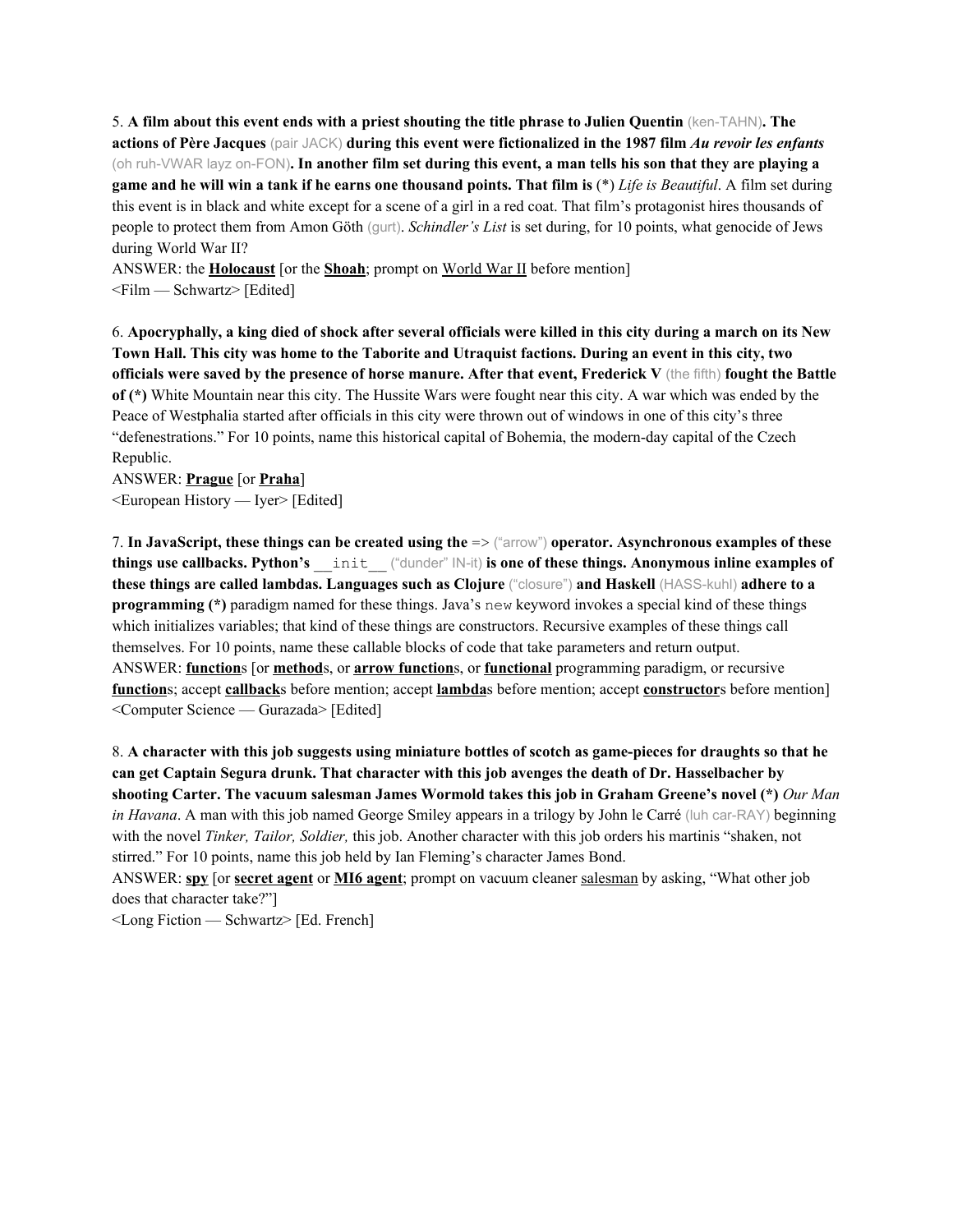5. **A film about this event ends with a priest shouting the title phrase to Julien Quentin** (ken-TAHN)**. The actions of Père Jacques** (pair JACK) **during this event were fictionalized in the 1987 film *Au revoir les enfants*** (oh ruh-VWAR layz on-FON)**. In another film set during this event, a man tells his son that they are playing a game and he will win a tank if he earns one thousand points. That film is** (*) *Life is Beautiful*. A film set during this event is in black and white except for a scene of a girl in a red coat. That film's protagonist hires thousands of people to protect them from Amon Göth (gurt). *Schindler's List* is set during, for 10 points, what genocide of Jews during World War II?

ANSWER: the **<u>Holocaust</u>** [or the **<u>Shoah</u>**; prompt on <u>World War II</u> before mention]

<Film — Schwartz> [Edited]

6. **Apocryphally, a king died of shock after several officials were killed in this city during a march on its New Town Hall. This city was home to the Taborite and Utraquist factions. During an event in this city, two officials were saved by the presence of horse manure. After that event, Frederick V** (the fifth) **fought the Battle of (*)** White Mountain near this city. The Hussite Wars were fought near this city. A war which was ended by the Peace of Westphalia started after officials in this city were thrown out of windows in one of this city's three "defenestrations." For 10 points, name this historical capital of Bohemia, the modern-day capital of the Czech Republic.

ANSWER: **<u>Prague</u>** [or **<u>Praha</u>**]

<European History — Iyer> [Edited]

7. **In JavaScript, these things can be created using the** => ("arrow") **operator. Asynchronous examples of these things use callbacks. Python's** `__init__` ("dunder" IN-it) **is one of these things. Anonymous inline examples of these things are called lambdas. Languages such as Clojure** ("closure") **and Haskell** (HASS-kuhl) **adhere to a programming (*)** paradigm named for these things. Java's `new` keyword invokes a special kind of these things which initializes variables; that kind of these things are constructors. Recursive examples of these things call themselves. For 10 points, name these callable blocks of code that take parameters and return output.

ANSWER: **<u>function</u>**s [or **<u>method</u>**s, or **<u>arrow function</u>**s, or **<u>functional</u>** programming paradigm, or recursive **<u>function</u>**s; accept **<u>callback</u>**s before mention; accept **<u>lambda</u>**s before mention; accept **<u>constructor</u>**s before mention]

<Computer Science — Gurazada> [Edited]

8. **A character with this job suggests using miniature bottles of scotch as game-pieces for draughts so that he can get Captain Segura drunk. That character with this job avenges the death of Dr. Hasselbacher by shooting Carter. The vacuum salesman James Wormold takes this job in Graham Greene's novel (*)** *Our Man in Havana*. A man with this job named George Smiley appears in a trilogy by John le Carré (luh car-RAY) beginning with the novel *Tinker, Tailor, Soldier,* this job. Another character with this job orders his martinis "shaken, not stirred." For 10 points, name this job held by Ian Fleming's character James Bond.

ANSWER: **<u>spy</u>** [or **<u>secret agent</u>** or **<u>MI6 agent</u>**; prompt on vacuum cleaner <u>salesman</u> by asking, "What other job does that character take?"]

<Long Fiction — Schwartz> [Ed. French]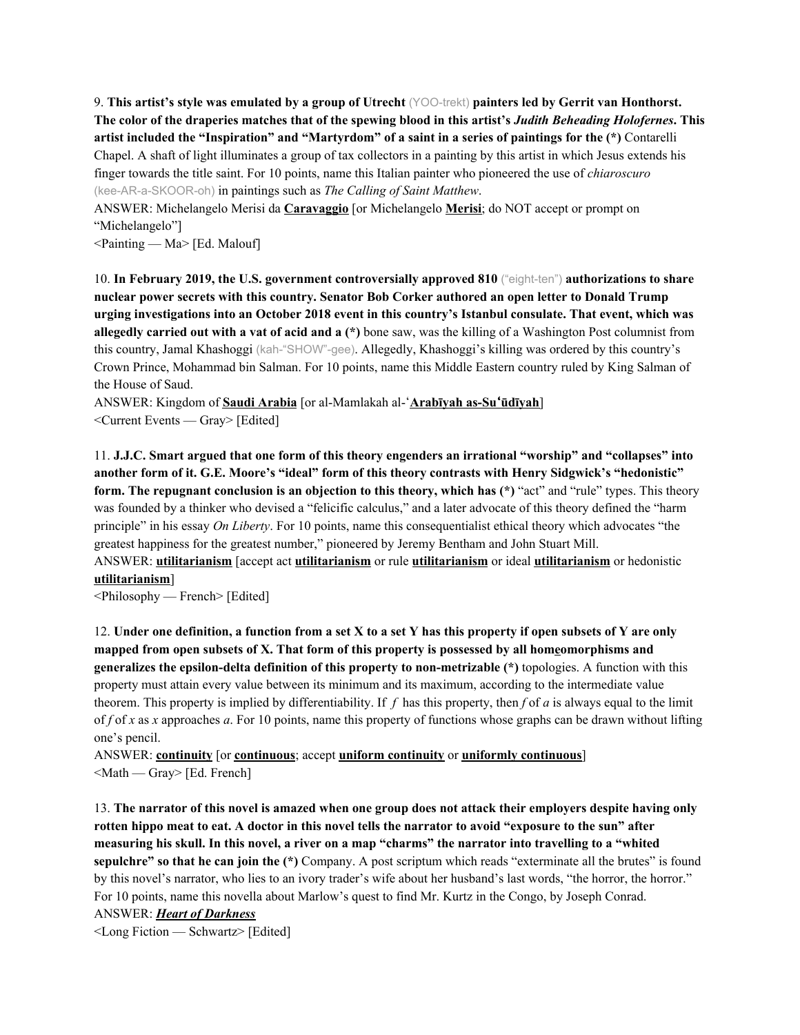9. **This artist's style was emulated by a group of Utrecht** (YOO-trekt) **painters led by Gerrit van Honthorst. The color of the draperies matches that of the spewing blood in this artist's *Judith Beheading Holofernes*. This artist included the "Inspiration" and "Martyrdom" of a saint in a series of paintings for the (*)** Contarelli Chapel. A shaft of light illuminates a group of tax collectors in a painting by this artist in which Jesus extends his finger towards the title saint. For 10 points, name this Italian painter who pioneered the use of *chiaroscuro* (kee-AR-a-SKOOR-oh) in paintings such as *The Calling of Saint Matthew*.

ANSWER: Michelangelo Merisi da **Caravaggio** [or Michelangelo **Merisi**; do NOT accept or prompt on "Michelangelo"]

<Painting — Ma> [Ed. Malouf]

10. **In February 2019, the U.S. government controversially approved 810** ("eight-ten") **authorizations to share nuclear power secrets with this country. Senator Bob Corker authored an open letter to Donald Trump urging investigations into an October 2018 event in this country's Istanbul consulate. That event, which was allegedly carried out with a vat of acid and a (*)** bone saw, was the killing of a Washington Post columnist from this country, Jamal Khashoggi (kah-"SHOW"-gee). Allegedly, Khashoggi's killing was ordered by this country's Crown Prince, Mohammad bin Salman. For 10 points, name this Middle Eastern country ruled by King Salman of the House of Saud.

ANSWER: Kingdom of **Saudi Arabia** [or al-Mamlakah al-ʻ**Arabīyah as-Suʻūdīyah**]

<Current Events — Gray> [Edited]

11. **J.J.C. Smart argued that one form of this theory engenders an irrational "worship" and "collapses" into another form of it. G.E. Moore's "ideal" form of this theory contrasts with Henry Sidgwick's "hedonistic" form. The repugnant conclusion is an objection to this theory, which has (*)** "act" and "rule" types. This theory was founded by a thinker who devised a "felicific calculus," and a later advocate of this theory defined the "harm principle" in his essay *On Liberty*. For 10 points, name this consequentialist ethical theory which advocates "the greatest happiness for the greatest number," pioneered by Jeremy Bentham and John Stuart Mill.

ANSWER: **utilitarianism** [accept act **utilitarianism** or rule **utilitarianism** or ideal **utilitarianism** or hedonistic **utilitarianism**]

<Philosophy — French> [Edited]

12. **Under one definition, a function from a set X to a set Y has this property if open subsets of Y are only mapped from open subsets of X. That form of this property is possessed by all homeomorphisms and generalizes the epsilon-delta definition of this property to non-metrizable (*)** topologies. A function with this property must attain every value between its minimum and its maximum, according to the intermediate value theorem. This property is implied by differentiability. If *f* has this property, then *f* of *a* is always equal to the limit of *f* of *x* as *x* approaches *a*. For 10 points, name this property of functions whose graphs can be drawn without lifting one's pencil.

ANSWER: **continuity** [or **continuous**; accept **uniform continuity** or **uniformly continuous**]

<Math — Gray> [Ed. French]

13. **The narrator of this novel is amazed when one group does not attack their employers despite having only rotten hippo meat to eat. A doctor in this novel tells the narrator to avoid "exposure to the sun" after measuring his skull. In this novel, a river on a map "charms" the narrator into travelling to a "whited sepulchre" so that he can join the (*)** Company. A post scriptum which reads "exterminate all the brutes" is found by this novel's narrator, who lies to an ivory trader's wife about her husband's last words, "the horror, the horror." For 10 points, name this novella about Marlow's quest to find Mr. Kurtz in the Congo, by Joseph Conrad.

ANSWER: ***Heart of Darkness***

<Long Fiction — Schwartz> [Edited]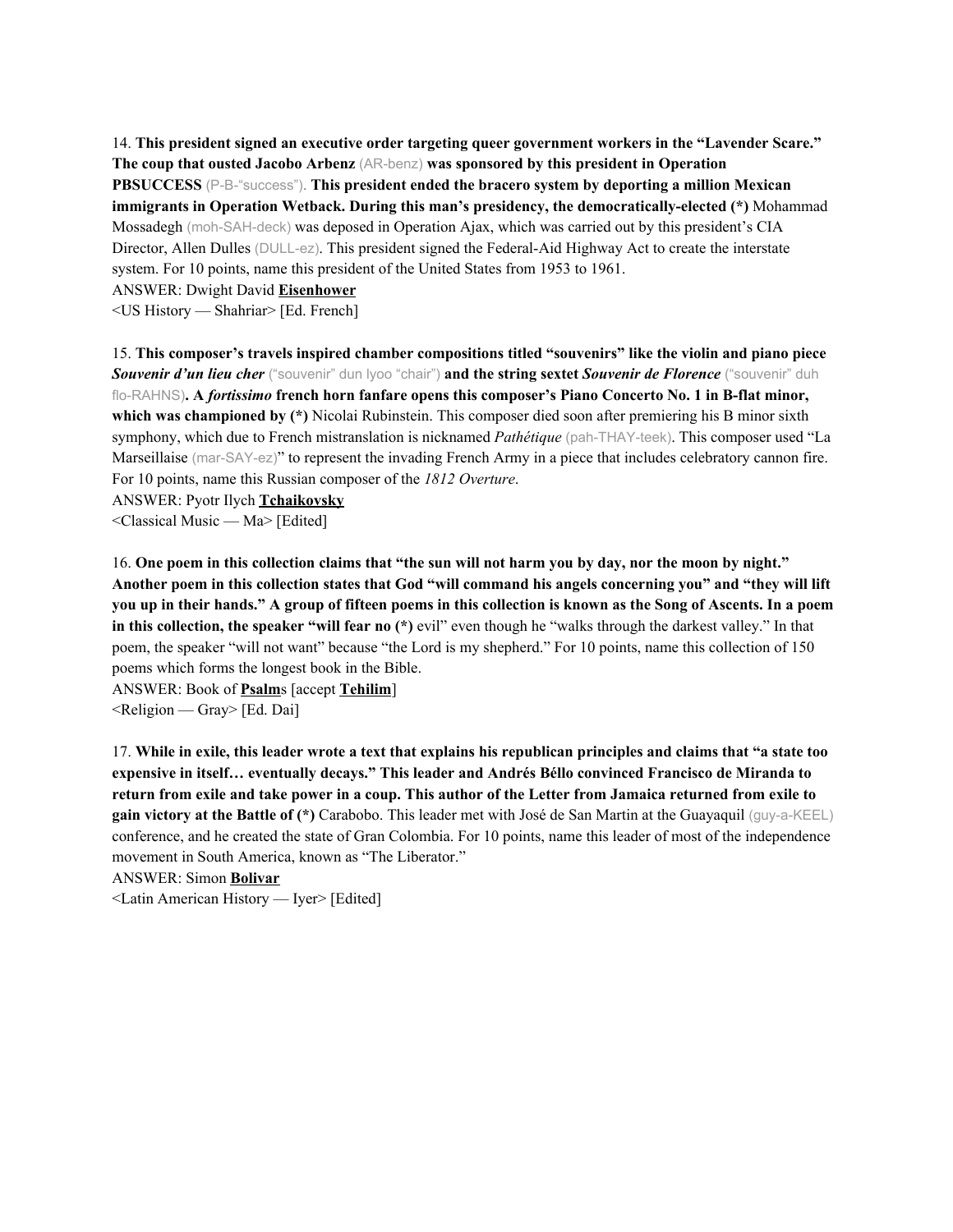14. **This president signed an executive order targeting queer government workers in the "Lavender Scare." The coup that ousted Jacobo Arbenz** (AR-benz) **was sponsored by this president in Operation PBSUCCESS** (P-B-"success"). **This president ended the bracero system by deporting a million Mexican immigrants in Operation Wetback. During this man's presidency, the democratically-elected (*)** Mohammad Mossadegh (moh-SAH-deck) was deposed in Operation Ajax, which was carried out by this president's CIA Director, Allen Dulles (DULL-ez). This president signed the Federal-Aid Highway Act to create the interstate system. For 10 points, name this president of the United States from 1953 to 1961.

ANSWER: Dwight David **Eisenhower**

<US History — Shahriar> [Ed. French]

15. **This composer's travels inspired chamber compositions titled "souvenirs" like the violin and piano piece *Souvenir d'un lieu cher*** ("souvenir" dun lyoo "chair") **and the string sextet *Souvenir de Florence*** ("souvenir" duh flo-RAHNS)**. A *fortissimo* french horn fanfare opens this composer's Piano Concerto No. 1 in B-flat minor, which was championed by (*)** Nicolai Rubinstein. This composer died soon after premiering his B minor sixth symphony, which due to French mistranslation is nicknamed *Pathétique* (pah-THAY-teek). This composer used "La Marseillaise (mar-SAY-ez)" to represent the invading French Army in a piece that includes celebratory cannon fire. For 10 points, name this Russian composer of the *1812 Overture*.

ANSWER: Pyotr Ilych **Tchaikovsky**

<Classical Music — Ma> [Edited]

16. **One poem in this collection claims that "the sun will not harm you by day, nor the moon by night." Another poem in this collection states that God "will command his angels concerning you" and "they will lift you up in their hands." A group of fifteen poems in this collection is known as the Song of Ascents. In a poem in this collection, the speaker "will fear no (*)** evil" even though he "walks through the darkest valley." In that poem, the speaker "will not want" because "the Lord is my shepherd." For 10 points, name this collection of 150 poems which forms the longest book in the Bible.

ANSWER: Book of **Psalm**s [accept **Tehilim**]

<Religion — Gray> [Ed. Dai]

17. **While in exile, this leader wrote a text that explains his republican principles and claims that "a state too expensive in itself… eventually decays." This leader and Andrés Béllo convinced Francisco de Miranda to return from exile and take power in a coup. This author of the Letter from Jamaica returned from exile to gain victory at the Battle of (*)** Carabobo. This leader met with José de San Martin at the Guayaquil (guy-a-KEEL) conference, and he created the state of Gran Colombia. For 10 points, name this leader of most of the independence movement in South America, known as "The Liberator."

ANSWER: Simon **Bolivar**

<Latin American History — Iyer> [Edited]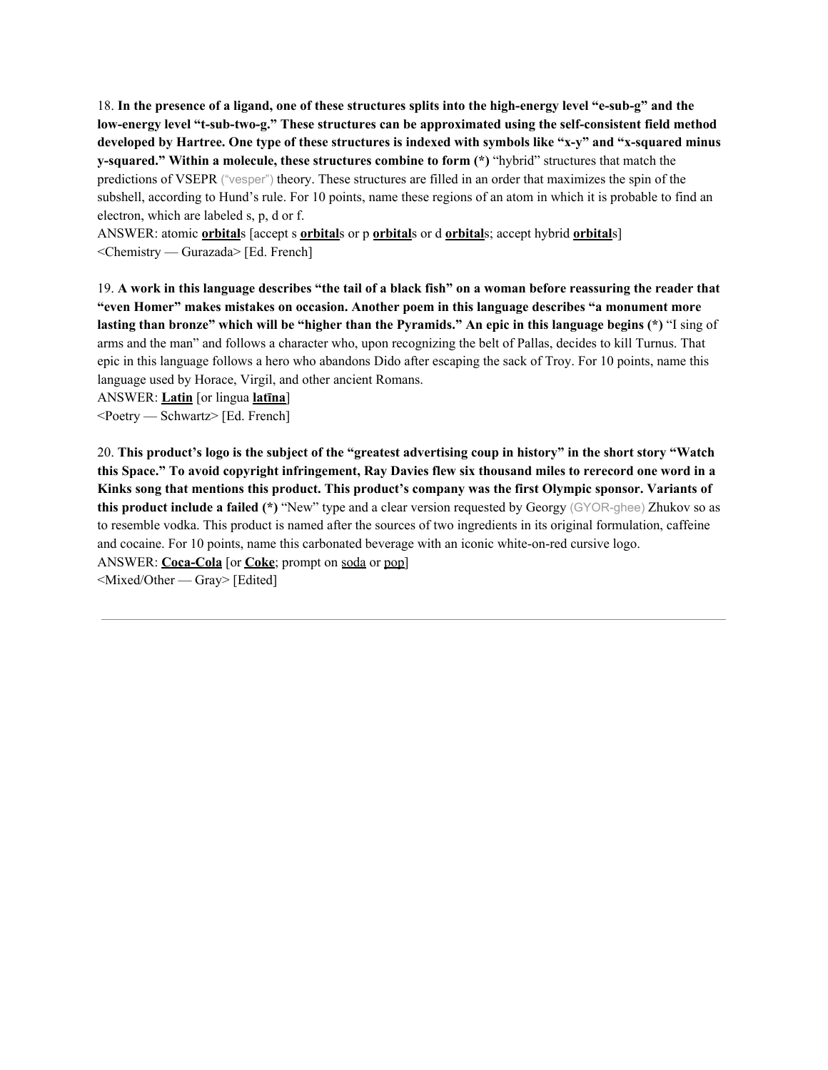18. **In the presence of a ligand, one of these structures splits into the high-energy level "e-sub-g" and the low-energy level "t-sub-two-g." These structures can be approximated using the self-consistent field method developed by Hartree. One type of these structures is indexed with symbols like "x-y" and "x-squared minus y-squared." Within a molecule, these structures combine to form (*)** "hybrid" structures that match the predictions of VSEPR ("vesper") theory. These structures are filled in an order that maximizes the spin of the subshell, according to Hund's rule. For 10 points, name these regions of an atom in which it is probable to find an electron, which are labeled s, p, d or f.

ANSWER: atomic **orbital**s [accept s **orbital**s or p **orbital**s or d **orbital**s; accept hybrid **orbital**s]

<Chemistry — Gurazada> [Ed. French]

19. **A work in this language describes "the tail of a black fish" on a woman before reassuring the reader that "even Homer" makes mistakes on occasion. Another poem in this language describes "a monument more lasting than bronze" which will be "higher than the Pyramids." An epic in this language begins (*)** "I sing of arms and the man" and follows a character who, upon recognizing the belt of Pallas, decides to kill Turnus. That epic in this language follows a hero who abandons Dido after escaping the sack of Troy. For 10 points, name this language used by Horace, Virgil, and other ancient Romans.

ANSWER: **Latin** [or lingua **latīna**]

<Poetry — Schwartz> [Ed. French]

20. **This product's logo is the subject of the "greatest advertising coup in history" in the short story "Watch this Space." To avoid copyright infringement, Ray Davies flew six thousand miles to rerecord one word in a Kinks song that mentions this product. This product's company was the first Olympic sponsor. Variants of this product include a failed (*)** "New" type and a clear version requested by Georgy (GYOR-ghee) Zhukov so as to resemble vodka. This product is named after the sources of two ingredients in its original formulation, caffeine and cocaine. For 10 points, name this carbonated beverage with an iconic white-on-red cursive logo.

ANSWER: **Coca-Cola** [or **Coke**; prompt on soda or pop]

<Mixed/Other — Gray> [Edited]

---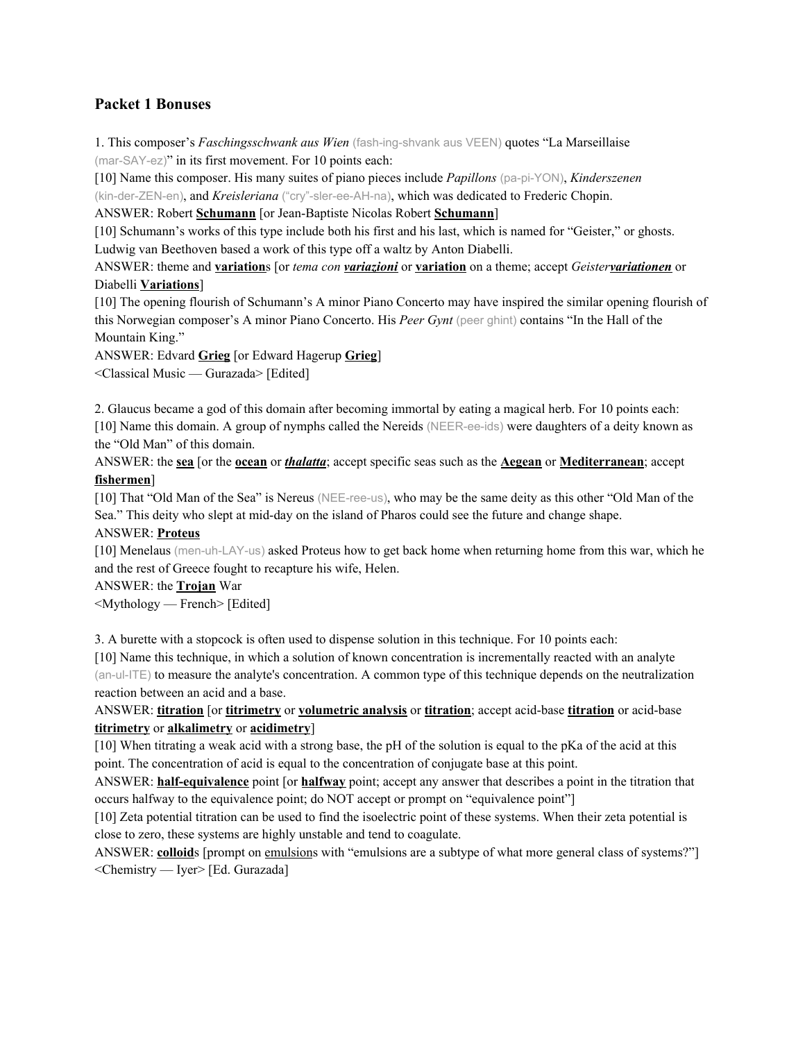## Packet 1 Bonuses

1. This composer's *Faschingsschwank aus Wien* (fash-ing-shvank aus VEEN) quotes "La Marseillaise (mar-SAY-ez)" in its first movement. For 10 points each:

[10] Name this composer. His many suites of piano pieces include *Papillons* (pa-pi-YON), *Kinderszenen* (kin-der-ZEN-en), and *Kreisleriana* ("cry"-sler-ee-AH-na), which was dedicated to Frederic Chopin.

ANSWER: Robert **Schumann** [or Jean-Baptiste Nicolas Robert **Schumann**]

[10] Schumann's works of this type include both his first and his last, which is named for "Geister," or ghosts. Ludwig van Beethoven based a work of this type off a waltz by Anton Diabelli.

ANSWER: theme and **variation**s [or *tema con **variazioni*** or **variation** on a theme; accept *Geister**variationen*** or Diabelli **Variations**]

[10] The opening flourish of Schumann's A minor Piano Concerto may have inspired the similar opening flourish of this Norwegian composer's A minor Piano Concerto. His *Peer Gynt* (peer ghint) contains "In the Hall of the Mountain King."

ANSWER: Edvard **Grieg** [or Edward Hagerup **Grieg**]

<Classical Music — Gurazada> [Edited]

2. Glaucus became a god of this domain after becoming immortal by eating a magical herb. For 10 points each:

[10] Name this domain. A group of nymphs called the Nereids (NEER-ee-ids) were daughters of a deity known as the "Old Man" of this domain.

ANSWER: the **sea** [or the **ocean** or ***thalatta***; accept specific seas such as the **Aegean** or **Mediterranean**; accept **fishermen**]

[10] That "Old Man of the Sea" is Nereus (NEE-ree-us), who may be the same deity as this other "Old Man of the Sea." This deity who slept at mid-day on the island of Pharos could see the future and change shape.

ANSWER: **Proteus**

[10] Menelaus (men-uh-LAY-us) asked Proteus how to get back home when returning home from this war, which he and the rest of Greece fought to recapture his wife, Helen.

ANSWER: the **Trojan** War

<Mythology — French> [Edited]

3. A burette with a stopcock is often used to dispense solution in this technique. For 10 points each:

[10] Name this technique, in which a solution of known concentration is incrementally reacted with an analyte (an-ul-ITE) to measure the analyte's concentration. A common type of this technique depends on the neutralization reaction between an acid and a base.

ANSWER: **titration** [or **titrimetry** or **volumetric analysis** or **titration**; accept acid-base **titration** or acid-base **titrimetry** or **alkalimetry** or **acidimetry**]

[10] When titrating a weak acid with a strong base, the pH of the solution is equal to the pKa of the acid at this point. The concentration of acid is equal to the concentration of conjugate base at this point.

ANSWER: **half-equivalence** point [or **halfway** point; accept any answer that describes a point in the titration that occurs halfway to the equivalence point; do NOT accept or prompt on "equivalence point"]

[10] Zeta potential titration can be used to find the isoelectric point of these systems. When their zeta potential is close to zero, these systems are highly unstable and tend to coagulate.

ANSWER: **colloid**s [prompt on emulsions with "emulsions are a subtype of what more general class of systems?"]

<Chemistry — Iyer> [Ed. Gurazada]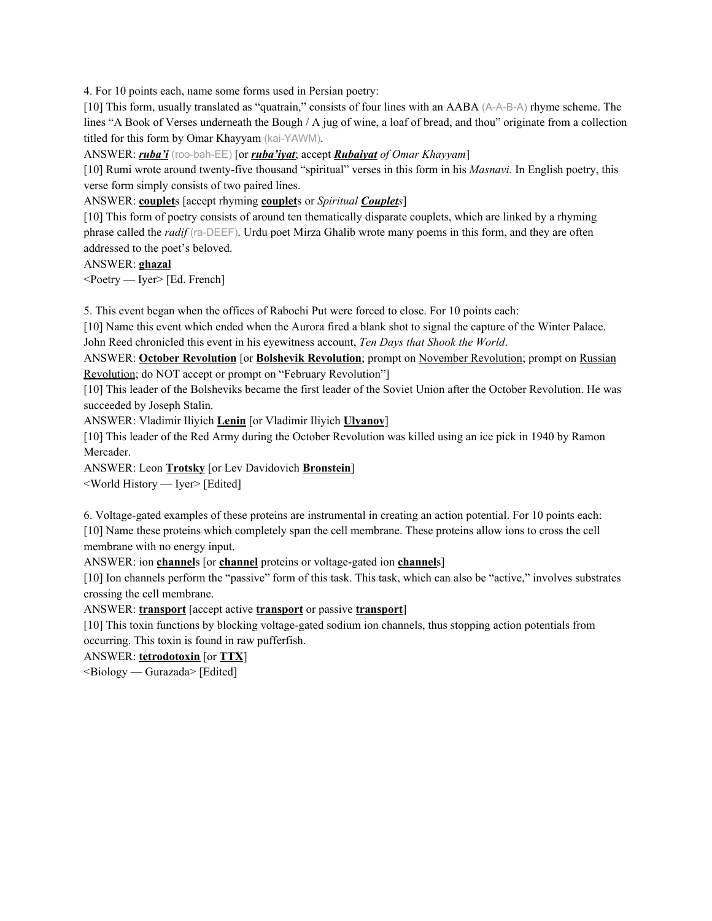4. For 10 points each, name some forms used in Persian poetry:

[10] This form, usually translated as "quatrain," consists of four lines with an AABA (A-A-B-A) rhyme scheme. The lines "A Book of Verses underneath the Bough / A jug of wine, a loaf of bread, and thou" originate from a collection titled for this form by Omar Khayyam (kai-YAWM).

ANSWER: ***ruba'i*** (roo-bah-EE) [or ***ruba'iyat***; accept ***Rubaiyat*** *of Omar Khayyam*]

[10] Rumi wrote around twenty-five thousand "spiritual" verses in this form in his *Masnavi*. In English poetry, this verse form simply consists of two paired lines.

ANSWER: **couplet**s [accept rhyming **couplet**s or *Spiritual* ***Couplet****s*]

[10] This form of poetry consists of around ten thematically disparate couplets, which are linked by a rhyming phrase called the *radif* (ra-DEEF). Urdu poet Mirza Ghalib wrote many poems in this form, and they are often addressed to the poet's beloved.

ANSWER: **ghazal**

<Poetry — Iyer> [Ed. French]

5. This event began when the offices of Rabochi Put were forced to close. For 10 points each:

[10] Name this event which ended when the Aurora fired a blank shot to signal the capture of the Winter Palace. John Reed chronicled this event in his eyewitness account, *Ten Days that Shook the World*.

ANSWER: **October Revolution** [or **Bolshevik Revolution**; prompt on November Revolution; prompt on Russian Revolution; do NOT accept or prompt on "February Revolution"]

[10] This leader of the Bolsheviks became the first leader of the Soviet Union after the October Revolution. He was succeeded by Joseph Stalin.

ANSWER: Vladimir Iliyich **Lenin** [or Vladimir Iliyich **Ulyanov**]

[10] This leader of the Red Army during the October Revolution was killed using an ice pick in 1940 by Ramon Mercader.

ANSWER: Leon **Trotsky** [or Lev Davidovich **Bronstein**]

<World History — Iyer> [Edited]

6. Voltage-gated examples of these proteins are instrumental in creating an action potential. For 10 points each:

[10] Name these proteins which completely span the cell membrane. These proteins allow ions to cross the cell membrane with no energy input.

ANSWER: ion **channel**s [or **channel** proteins or voltage-gated ion **channel**s]

[10] Ion channels perform the "passive" form of this task. This task, which can also be "active," involves substrates crossing the cell membrane.

ANSWER: **transport** [accept active **transport** or passive **transport**]

[10] This toxin functions by blocking voltage-gated sodium ion channels, thus stopping action potentials from occurring. This toxin is found in raw pufferfish.

ANSWER: **tetrodotoxin** [or **TTX**]

<Biology — Gurazada> [Edited]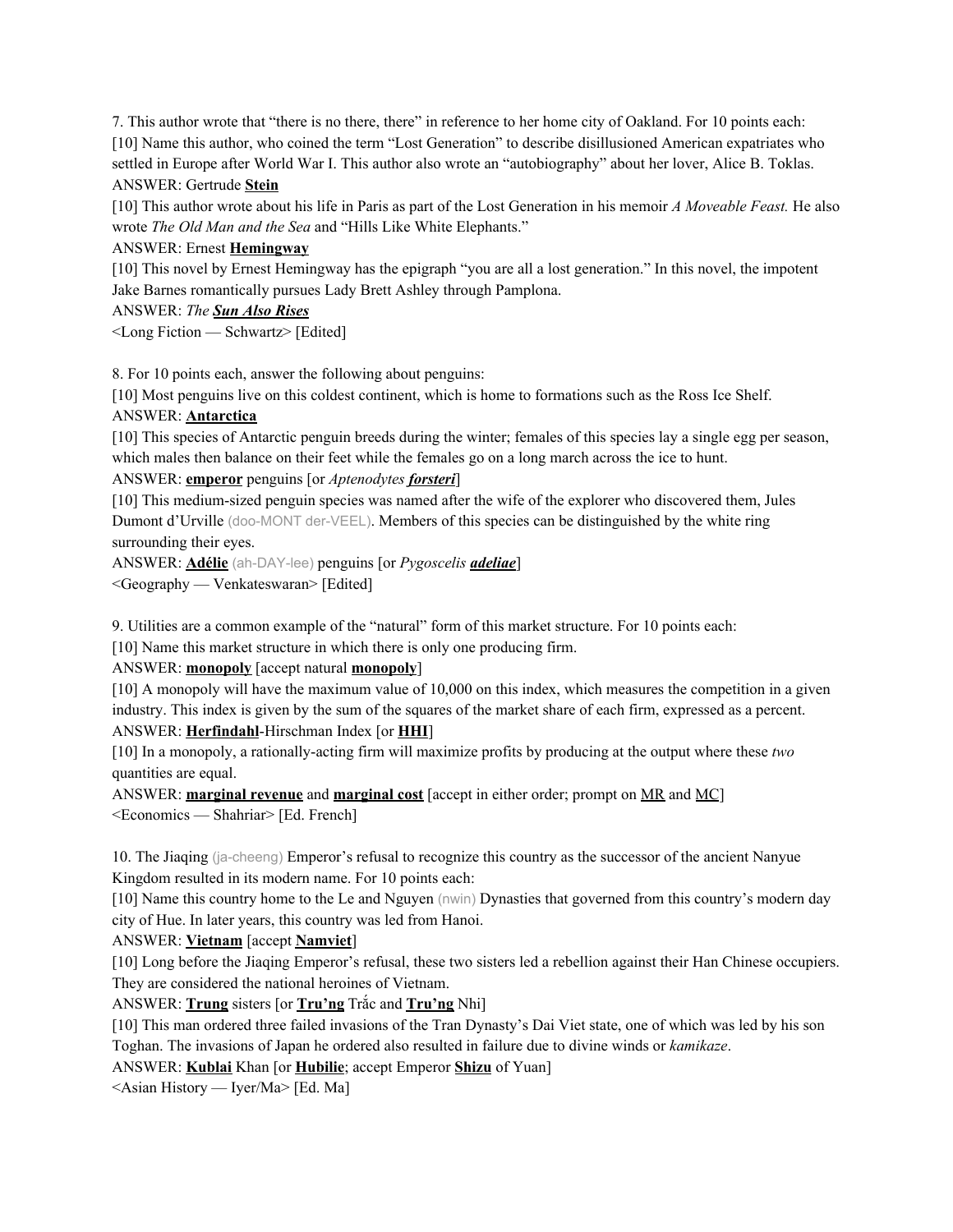7. This author wrote that "there is no there, there" in reference to her home city of Oakland. For 10 points each:

[10] Name this author, who coined the term "Lost Generation" to describe disillusioned American expatriates who settled in Europe after World War I. This author also wrote an "autobiography" about her lover, Alice B. Toklas.

ANSWER: Gertrude **Stein**

[10] This author wrote about his life in Paris as part of the Lost Generation in his memoir *A Moveable Feast.* He also wrote *The Old Man and the Sea* and "Hills Like White Elephants."

ANSWER: Ernest **Hemingway**

[10] This novel by Ernest Hemingway has the epigraph "you are all a lost generation." In this novel, the impotent Jake Barnes romantically pursues Lady Brett Ashley through Pamplona.

ANSWER: *The* ***Sun Also Rises***

<Long Fiction — Schwartz> [Edited]

8. For 10 points each, answer the following about penguins:

[10] Most penguins live on this coldest continent, which is home to formations such as the Ross Ice Shelf.

ANSWER: **Antarctica**

[10] This species of Antarctic penguin breeds during the winter; females of this species lay a single egg per season, which males then balance on their feet while the females go on a long march across the ice to hunt.

ANSWER: **emperor** penguins [or *Aptenodytes* ***forsteri***]

[10] This medium-sized penguin species was named after the wife of the explorer who discovered them, Jules Dumont d'Urville (doo-MONT der-VEEL). Members of this species can be distinguished by the white ring surrounding their eyes.

ANSWER: **Adélie** (ah-DAY-lee) penguins [or *Pygoscelis* ***adeliae***]

<Geography — Venkateswaran> [Edited]

9. Utilities are a common example of the "natural" form of this market structure. For 10 points each:

[10] Name this market structure in which there is only one producing firm.

ANSWER: **monopoly** [accept natural **monopoly**]

[10] A monopoly will have the maximum value of 10,000 on this index, which measures the competition in a given industry. This index is given by the sum of the squares of the market share of each firm, expressed as a percent.

ANSWER: **Herfindahl**-Hirschman Index [or **HHI**]

[10] In a monopoly, a rationally-acting firm will maximize profits by producing at the output where these *two* quantities are equal.

ANSWER: **marginal revenue** and **marginal cost** [accept in either order; prompt on MR and MC]

<Economics — Shahriar> [Ed. French]

10. The Jiaqing (ja-cheeng) Emperor's refusal to recognize this country as the successor of the ancient Nanyue Kingdom resulted in its modern name. For 10 points each:

[10] Name this country home to the Le and Nguyen (nwin) Dynasties that governed from this country's modern day city of Hue. In later years, this country was led from Hanoi.

ANSWER: **Vietnam** [accept **Namviet**]

[10] Long before the Jiaqing Emperor's refusal, these two sisters led a rebellion against their Han Chinese occupiers. They are considered the national heroines of Vietnam.

ANSWER: **Trung** sisters [or **Tru'ng** Trắc and **Tru'ng** Nhi]

[10] This man ordered three failed invasions of the Tran Dynasty's Dai Viet state, one of which was led by his son Toghan. The invasions of Japan he ordered also resulted in failure due to divine winds or *kamikaze*.

ANSWER: **Kublai** Khan [or **Hubilie**; accept Emperor **Shizu** of Yuan]

<Asian History — Iyer/Ma> [Ed. Ma]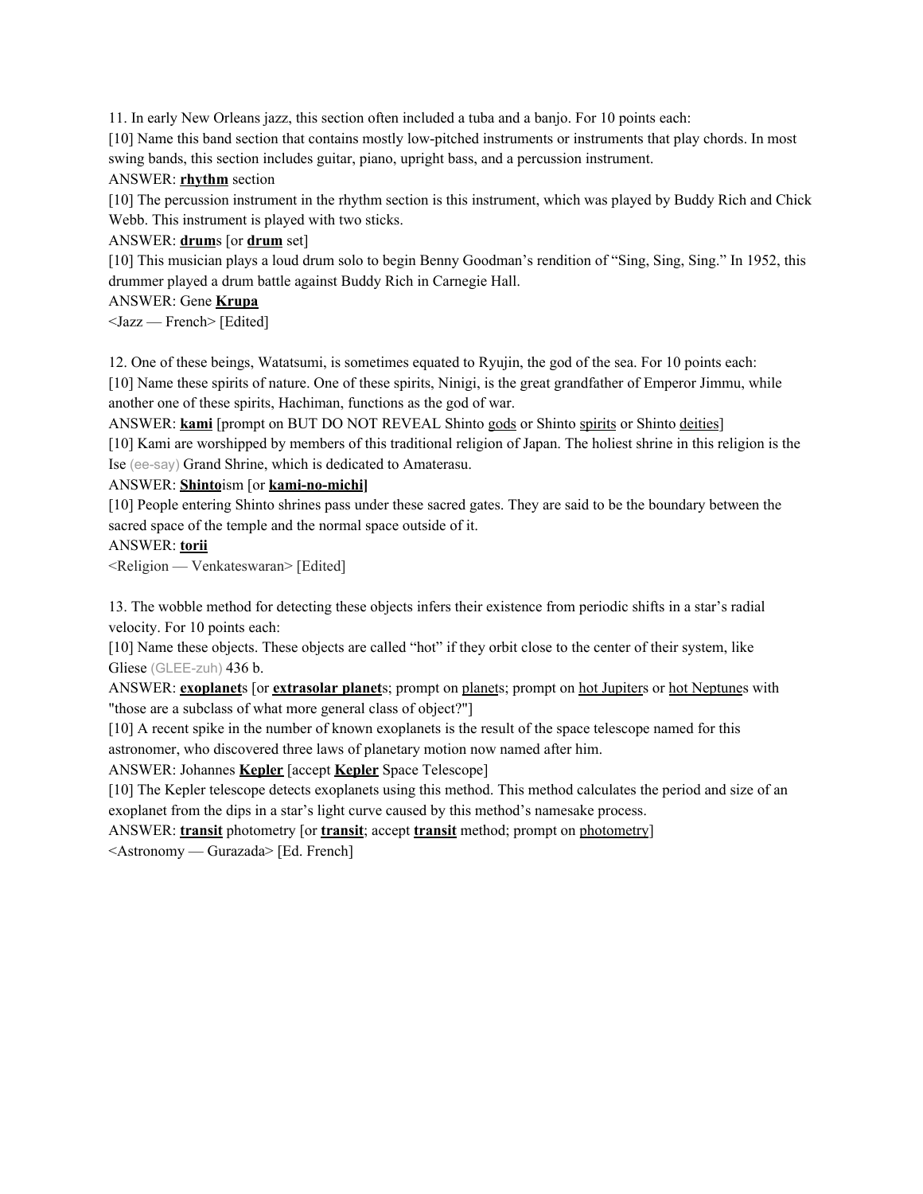11. In early New Orleans jazz, this section often included a tuba and a banjo. For 10 points each:

[10] Name this band section that contains mostly low-pitched instruments or instruments that play chords. In most swing bands, this section includes guitar, piano, upright bass, and a percussion instrument.

ANSWER: **rhythm** section

[10] The percussion instrument in the rhythm section is this instrument, which was played by Buddy Rich and Chick Webb. This instrument is played with two sticks.

ANSWER: **drum**s [or **drum** set]

[10] This musician plays a loud drum solo to begin Benny Goodman's rendition of "Sing, Sing, Sing." In 1952, this drummer played a drum battle against Buddy Rich in Carnegie Hall.

ANSWER: Gene **Krupa**

<Jazz — French> [Edited]

12. One of these beings, Watatsumi, is sometimes equated to Ryujin, the god of the sea. For 10 points each:

[10] Name these spirits of nature. One of these spirits, Ninigi, is the great grandfather of Emperor Jimmu, while another one of these spirits, Hachiman, functions as the god of war.

ANSWER: **kami** [prompt on BUT DO NOT REVEAL Shinto gods or Shinto spirits or Shinto deities]

[10] Kami are worshipped by members of this traditional religion of Japan. The holiest shrine in this religion is the Ise (ee-say) Grand Shrine, which is dedicated to Amaterasu.

ANSWER: **Shinto**ism [or **kami-no-michi**]

[10] People entering Shinto shrines pass under these sacred gates. They are said to be the boundary between the sacred space of the temple and the normal space outside of it.

ANSWER: **torii**

<Religion — Venkateswaran> [Edited]

13. The wobble method for detecting these objects infers their existence from periodic shifts in a star's radial velocity. For 10 points each:

[10] Name these objects. These objects are called "hot" if they orbit close to the center of their system, like Gliese (GLEE-zuh) 436 b.

ANSWER: **exoplanet**s [or **extrasolar planet**s; prompt on planets; prompt on hot Jupiters or hot Neptunes with "those are a subclass of what more general class of object?"]

[10] A recent spike in the number of known exoplanets is the result of the space telescope named for this astronomer, who discovered three laws of planetary motion now named after him.

ANSWER: Johannes **Kepler** [accept **Kepler** Space Telescope]

[10] The Kepler telescope detects exoplanets using this method. This method calculates the period and size of an exoplanet from the dips in a star's light curve caused by this method's namesake process.

ANSWER: **transit** photometry [or **transit**; accept **transit** method; prompt on photometry]

<Astronomy — Gurazada> [Ed. French]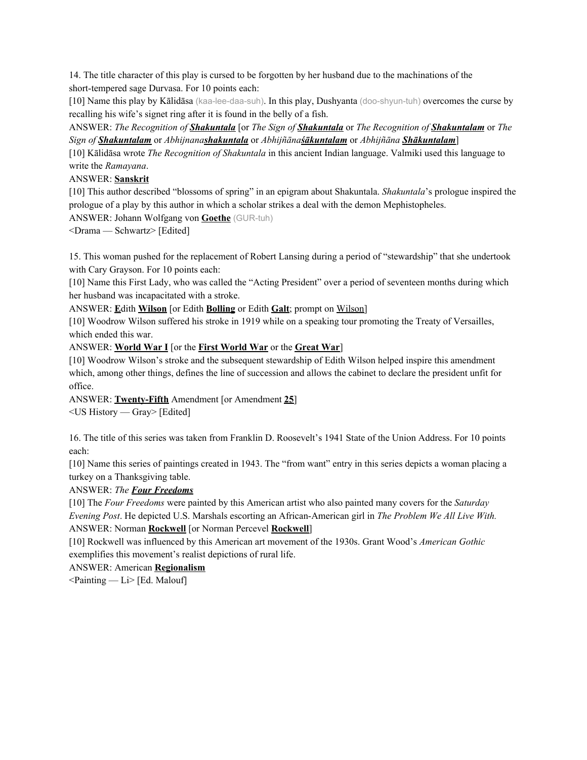14. The title character of this play is cursed to be forgotten by her husband due to the machinations of the short-tempered sage Durvasa. For 10 points each:

[10] Name this play by Kālidāsa (kaa-lee-daa-suh). In this play, Dushyanta (doo-shyun-tuh) overcomes the curse by recalling his wife's signet ring after it is found in the belly of a fish.

ANSWER: *The Recognition of* ***Shakuntala*** [or *The Sign of* ***Shakuntala*** or *The Recognition of* ***Shakuntalam*** or *The Sign of* ***Shakuntalam*** or *Abhijnana**shakuntala*** or *Abhijñāna**śākuntalam*** or *Abhijñāna* ***Shākuntalam***]

[10] Kālidāsa wrote *The Recognition of Shakuntala* in this ancient Indian language. Valmiki used this language to write the *Ramayana*.

ANSWER: **Sanskrit**

[10] This author described "blossoms of spring" in an epigram about Shakuntala. *Shakuntala*'s prologue inspired the prologue of a play by this author in which a scholar strikes a deal with the demon Mephistopheles.

ANSWER: Johann Wolfgang von **Goethe** (GUR-tuh)

<Drama — Schwartz> [Edited]

15. This woman pushed for the replacement of Robert Lansing during a period of "stewardship" that she undertook with Cary Grayson. For 10 points each:

[10] Name this First Lady, who was called the "Acting President" over a period of seventeen months during which her husband was incapacitated with a stroke.

ANSWER: **E**dith **Wilson** [or Edith **Bolling** or Edith **Galt**; prompt on Wilson]

[10] Woodrow Wilson suffered his stroke in 1919 while on a speaking tour promoting the Treaty of Versailles, which ended this war.

ANSWER: **World War I** [or the **First World War** or the **Great War**]

[10] Woodrow Wilson's stroke and the subsequent stewardship of Edith Wilson helped inspire this amendment which, among other things, defines the line of succession and allows the cabinet to declare the president unfit for office.

ANSWER: **Twenty-Fifth** Amendment [or Amendment **25**]

<US History — Gray> [Edited]

16. The title of this series was taken from Franklin D. Roosevelt's 1941 State of the Union Address. For 10 points each:

[10] Name this series of paintings created in 1943. The "from want" entry in this series depicts a woman placing a turkey on a Thanksgiving table.

ANSWER: *The* ***Four Freedoms***

[10] The *Four Freedoms* were painted by this American artist who also painted many covers for the *Saturday Evening Post*. He depicted U.S. Marshals escorting an African-American girl in *The Problem We All Live With.*

ANSWER: Norman **Rockwell** [or Norman Percevel **Rockwell**]

[10] Rockwell was influenced by this American art movement of the 1930s. Grant Wood's *American Gothic* exemplifies this movement's realist depictions of rural life.

ANSWER: American **Regionalism**

<Painting — Li> [Ed. Malouf]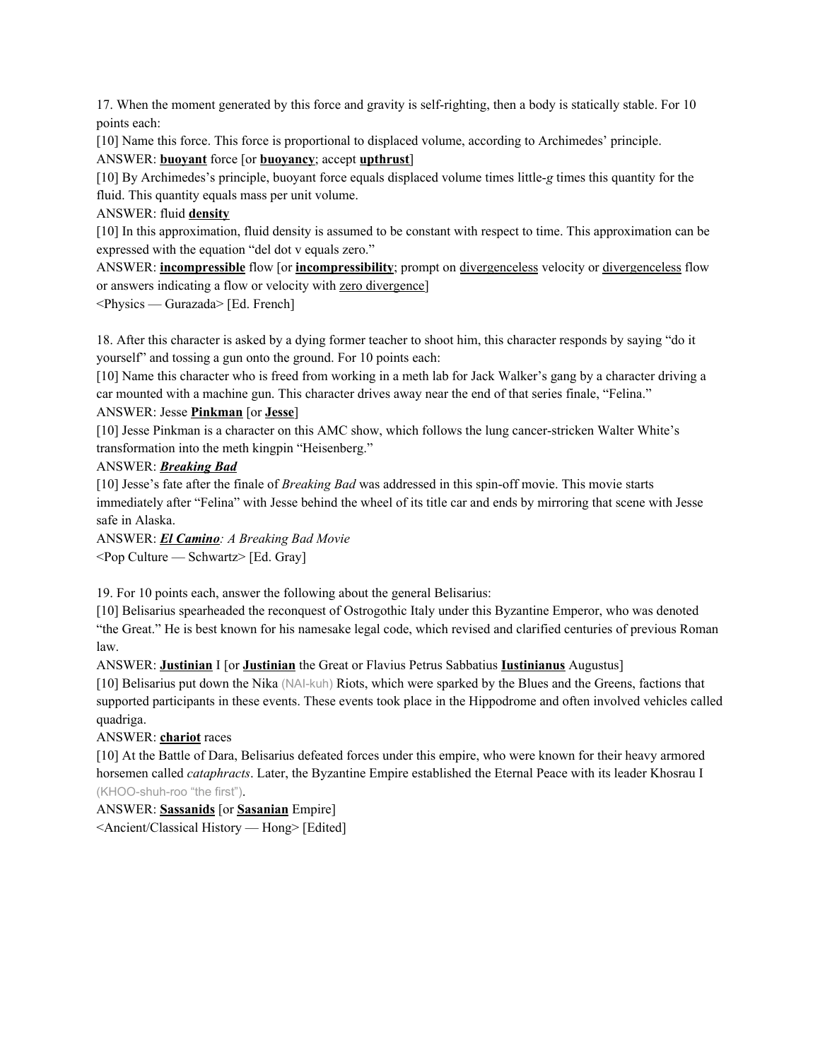17. When the moment generated by this force and gravity is self-righting, then a body is statically stable. For 10 points each:

[10] Name this force. This force is proportional to displaced volume, according to Archimedes' principle.

ANSWER: **buoyant** force [or **buoyancy**; accept **upthrust**]

[10] By Archimedes's principle, buoyant force equals displaced volume times little-*g* times this quantity for the fluid. This quantity equals mass per unit volume.

ANSWER: fluid **density**

[10] In this approximation, fluid density is assumed to be constant with respect to time. This approximation can be expressed with the equation "del dot v equals zero."

ANSWER: **incompressible** flow [or **incompressibility**; prompt on divergenceless velocity or divergenceless flow or answers indicating a flow or velocity with zero divergence]

<Physics — Gurazada> [Ed. French]

18. After this character is asked by a dying former teacher to shoot him, this character responds by saying "do it yourself" and tossing a gun onto the ground. For 10 points each:

[10] Name this character who is freed from working in a meth lab for Jack Walker's gang by a character driving a car mounted with a machine gun. This character drives away near the end of that series finale, "Felina."

ANSWER: Jesse **Pinkman** [or **Jesse**]

[10] Jesse Pinkman is a character on this AMC show, which follows the lung cancer-stricken Walter White's transformation into the meth kingpin "Heisenberg."

ANSWER: ***Breaking Bad***

[10] Jesse's fate after the finale of *Breaking Bad* was addressed in this spin-off movie. This movie starts immediately after "Felina" with Jesse behind the wheel of its title car and ends by mirroring that scene with Jesse safe in Alaska.

ANSWER: ***El Camino****: A Breaking Bad Movie*

<Pop Culture — Schwartz> [Ed. Gray]

19. For 10 points each, answer the following about the general Belisarius:

[10] Belisarius spearheaded the reconquest of Ostrogothic Italy under this Byzantine Emperor, who was denoted "the Great." He is best known for his namesake legal code, which revised and clarified centuries of previous Roman law.

ANSWER: **Justinian** I [or **Justinian** the Great or Flavius Petrus Sabbatius **Iustinianus** Augustus]

[10] Belisarius put down the Nika (NAI-kuh) Riots, which were sparked by the Blues and the Greens, factions that supported participants in these events. These events took place in the Hippodrome and often involved vehicles called quadriga.

ANSWER: **chariot** races

[10] At the Battle of Dara, Belisarius defeated forces under this empire, who were known for their heavy armored horsemen called *cataphracts*. Later, the Byzantine Empire established the Eternal Peace with its leader Khosrau I (KHOO-shuh-roo "the first").

ANSWER: **Sassanids** [or **Sasanian** Empire]

<Ancient/Classical History — Hong> [Edited]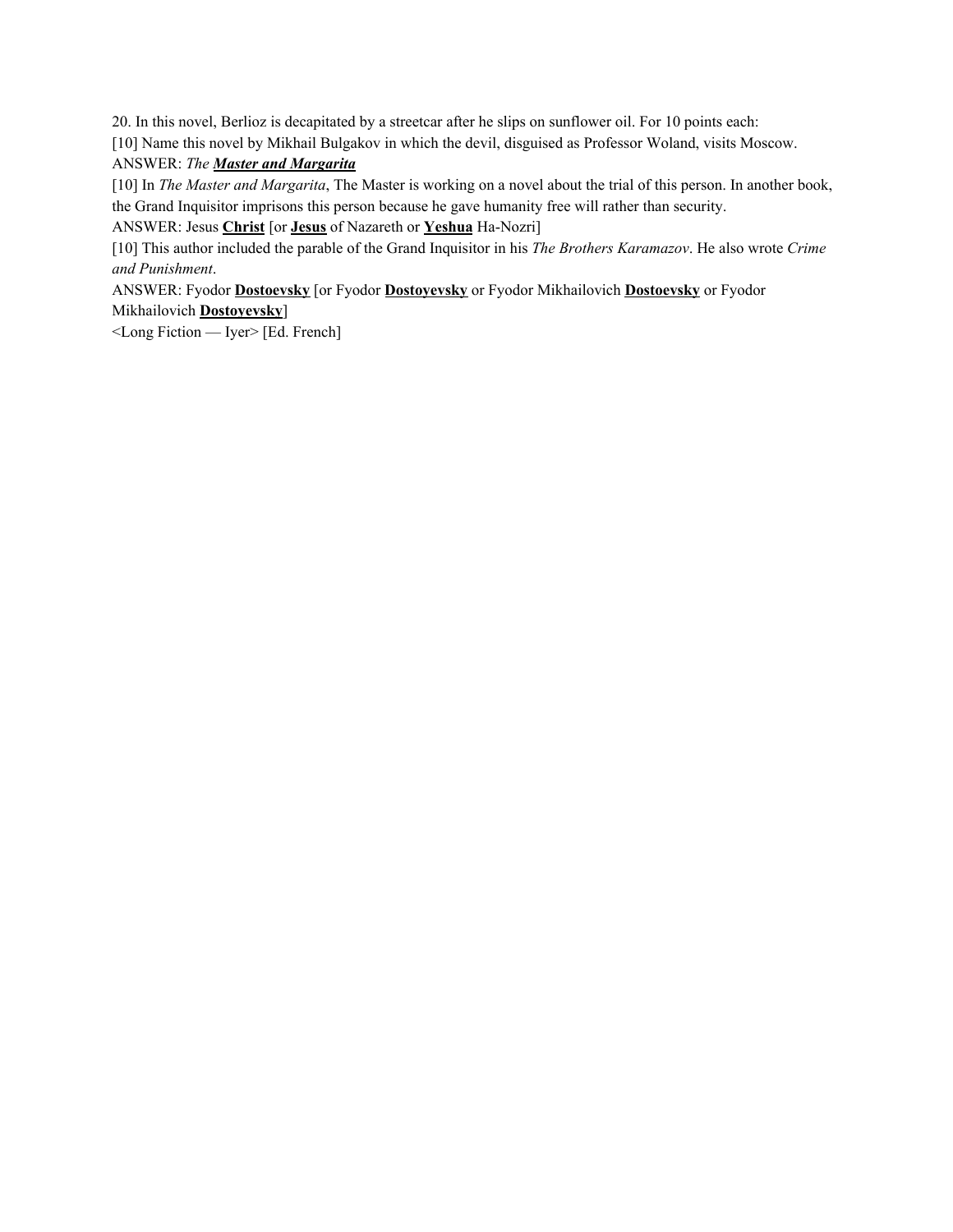20. In this novel, Berlioz is decapitated by a streetcar after he slips on sunflower oil. For 10 points each:

[10] Name this novel by Mikhail Bulgakov in which the devil, disguised as Professor Woland, visits Moscow.

ANSWER: *The* ***<u>Master and Margarita</u>***

[10] In *The Master and Margarita*, The Master is working on a novel about the trial of this person. In another book, the Grand Inquisitor imprisons this person because he gave humanity free will rather than security.

ANSWER: Jesus **<u>Christ</u>** [or **<u>Jesus</u>** of Nazareth or **<u>Yeshua</u>** Ha-Nozri]

[10] This author included the parable of the Grand Inquisitor in his *The Brothers Karamazov*. He also wrote *Crime and Punishment*.

ANSWER: Fyodor **<u>Dostoevsky</u>** [or Fyodor **<u>Dostoyevsky</u>** or Fyodor Mikhailovich **<u>Dostoevsky</u>** or Fyodor Mikhailovich **<u>Dostoyevsky</u>**]

<Long Fiction — Iyer> [Ed. French]